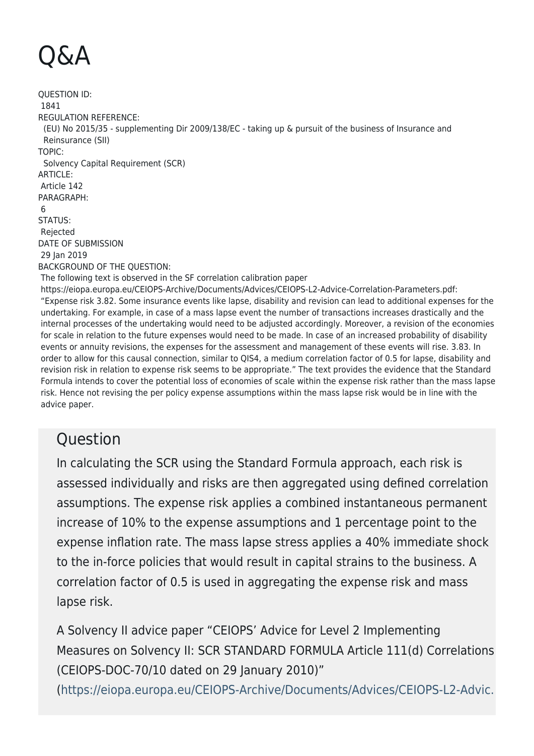# Q&A

QUESTION ID:
1841

REGULATION REFERENCE:
(EU) No 2015/35 - supplementing Dir 2009/138/EC - taking up & pursuit of the business of Insurance and Reinsurance (SII)

TOPIC:
Solvency Capital Requirement (SCR)

ARTICLE:
Article 142

PARAGRAPH:
6

STATUS:
Rejected

DATE OF SUBMISSION
29 Jan 2019

BACKGROUND OF THE QUESTION:
The following text is observed in the SF correlation calibration paper https://eiopa.europa.eu/CEIOPS-Archive/Documents/Advices/CEIOPS-L2-Advice-Correlation-Parameters.pdf: "Expense risk 3.82. Some insurance events like lapse, disability and revision can lead to additional expenses for the undertaking. For example, in case of a mass lapse event the number of transactions increases drastically and the internal processes of the undertaking would need to be adjusted accordingly. Moreover, a revision of the economies for scale in relation to the future expenses would need to be made. In case of an increased probability of disability events or annuity revisions, the expenses for the assessment and management of these events will rise. 3.83. In order to allow for this causal connection, similar to QIS4, a medium correlation factor of 0.5 for lapse, disability and revision risk in relation to expense risk seems to be appropriate." The text provides the evidence that the Standard Formula intends to cover the potential loss of economies of scale within the expense risk rather than the mass lapse risk. Hence not revising the per policy expense assumptions within the mass lapse risk would be in line with the advice paper.

## Question

In calculating the SCR using the Standard Formula approach, each risk is assessed individually and risks are then aggregated using defined correlation assumptions. The expense risk applies a combined instantaneous permanent increase of 10% to the expense assumptions and 1 percentage point to the expense inflation rate. The mass lapse stress applies a 40% immediate shock to the in-force policies that would result in capital strains to the business. A correlation factor of 0.5 is used in aggregating the expense risk and mass lapse risk.

A Solvency II advice paper "CEIOPS' Advice for Level 2 Implementing Measures on Solvency II: SCR STANDARD FORMULA Article 111(d) Correlations (CEIOPS-DOC-70/10 dated on 29 January 2010)" (https://eiopa.europa.eu/CEIOPS-Archive/Documents/Advices/CEIOPS-L2-Advic.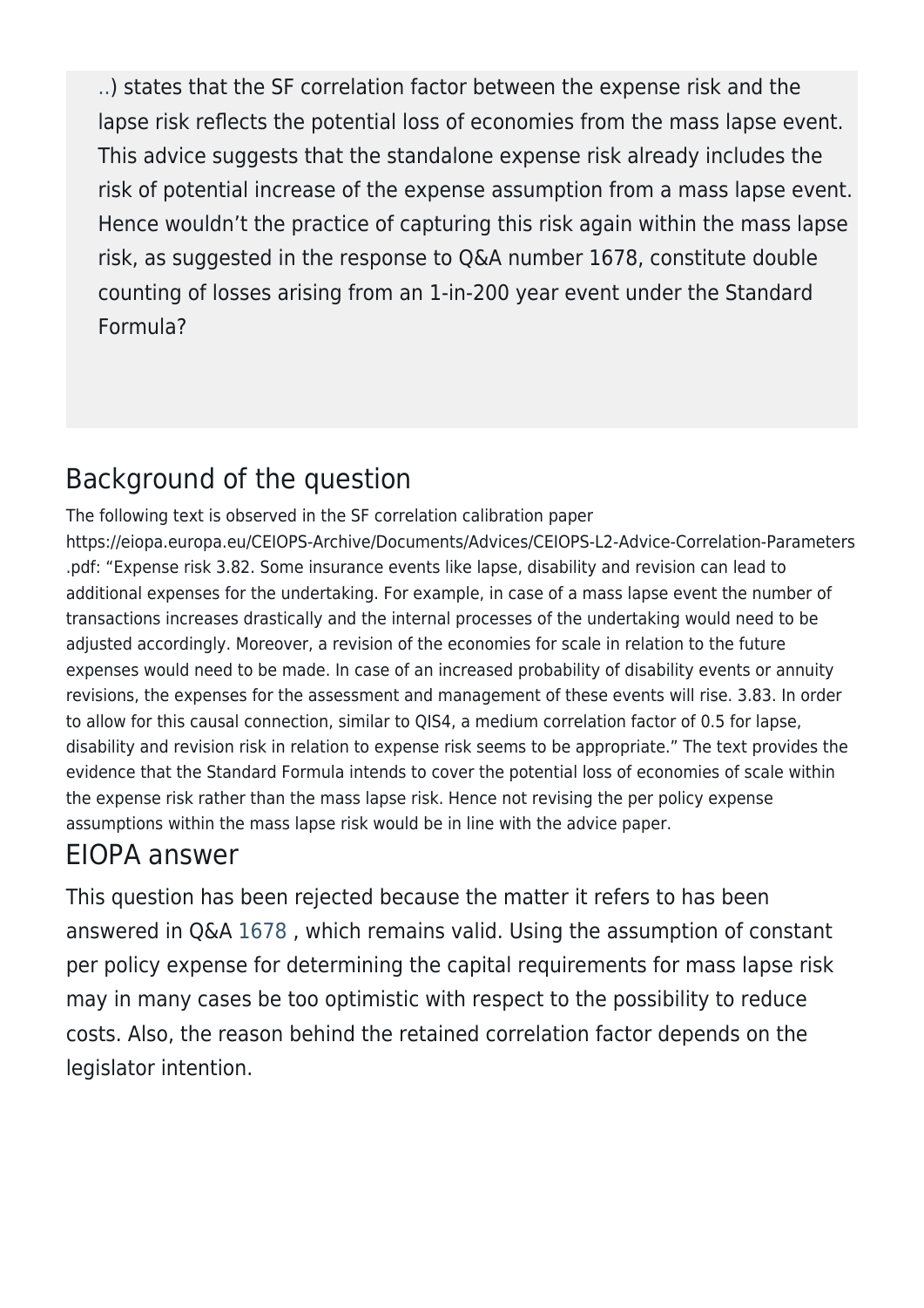..) states that the SF correlation factor between the expense risk and the lapse risk reflects the potential loss of economies from the mass lapse event. This advice suggests that the standalone expense risk already includes the risk of potential increase of the expense assumption from a mass lapse event. Hence wouldn't the practice of capturing this risk again within the mass lapse risk, as suggested in the response to Q&A number 1678, constitute double counting of losses arising from an 1-in-200 year event under the Standard Formula?

## Background of the question

The following text is observed in the SF correlation calibration paper https://eiopa.europa.eu/CEIOPS-Archive/Documents/Advices/CEIOPS-L2-Advice-Correlation-Parameters.pdf: "Expense risk 3.82. Some insurance events like lapse, disability and revision can lead to additional expenses for the undertaking. For example, in case of a mass lapse event the number of transactions increases drastically and the internal processes of the undertaking would need to be adjusted accordingly. Moreover, a revision of the economies for scale in relation to the future expenses would need to be made. In case of an increased probability of disability events or annuity revisions, the expenses for the assessment and management of these events will rise. 3.83. In order to allow for this causal connection, similar to QIS4, a medium correlation factor of 0.5 for lapse, disability and revision risk in relation to expense risk seems to be appropriate." The text provides the evidence that the Standard Formula intends to cover the potential loss of economies of scale within the expense risk rather than the mass lapse risk. Hence not revising the per policy expense assumptions within the mass lapse risk would be in line with the advice paper.

## EIOPA answer

This question has been rejected because the matter it refers to has been answered in Q&A 1678 , which remains valid. Using the assumption of constant per policy expense for determining the capital requirements for mass lapse risk may in many cases be too optimistic with respect to the possibility to reduce costs. Also, the reason behind the retained correlation factor depends on the legislator intention.